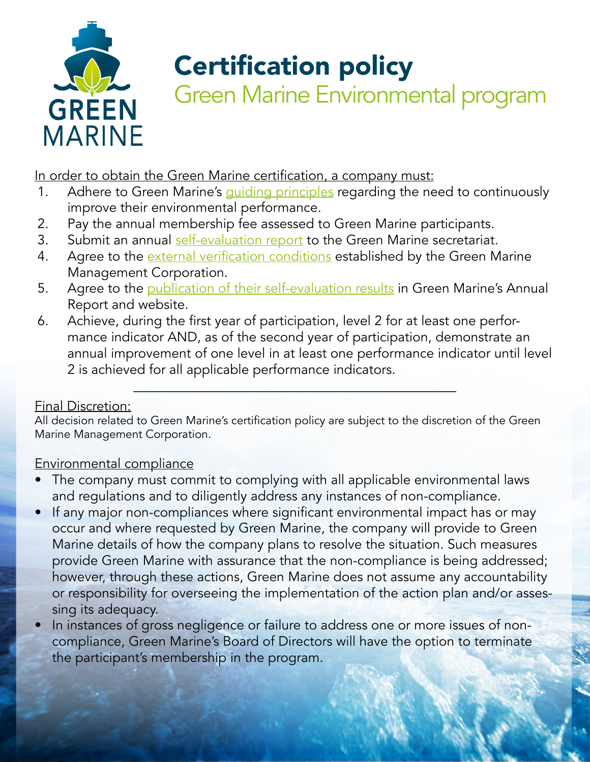# Certification policy

## Green Marine Environmental program

In order to obtain the Green Marine certification, a company must:

1. Adhere to Green Marine's guiding principles regarding the need to continuously improve their environmental performance.
2. Pay the annual membership fee assessed to Green Marine participants.
3. Submit an annual self-evaluation report to the Green Marine secretariat.
4. Agree to the external verification conditions established by the Green Marine Management Corporation.
5. Agree to the publication of their self-evaluation results in Green Marine's Annual Report and website.
6. Achieve, during the first year of participation, level 2 for at least one performance indicator AND, as of the second year of participation, demonstrate an annual improvement of one level in at least one performance indicator until level 2 is achieved for all applicable performance indicators.

---

Final Discretion:

All decision related to Green Marine's certification policy are subject to the discretion of the Green Marine Management Corporation.

Environmental compliance

- The company must commit to complying with all applicable environmental laws and regulations and to diligently address any instances of non-compliance.
- If any major non-compliances where significant environmental impact has or may occur and where requested by Green Marine, the company will provide to Green Marine details of how the company plans to resolve the situation. Such measures provide Green Marine with assurance that the non-compliance is being addressed; however, through these actions, Green Marine does not assume any accountability or responsibility for overseeing the implementation of the action plan and/or assessing its adequacy.
- In instances of gross negligence or failure to address one or more issues of non-compliance, Green Marine's Board of Directors will have the option to terminate the participant's membership in the program.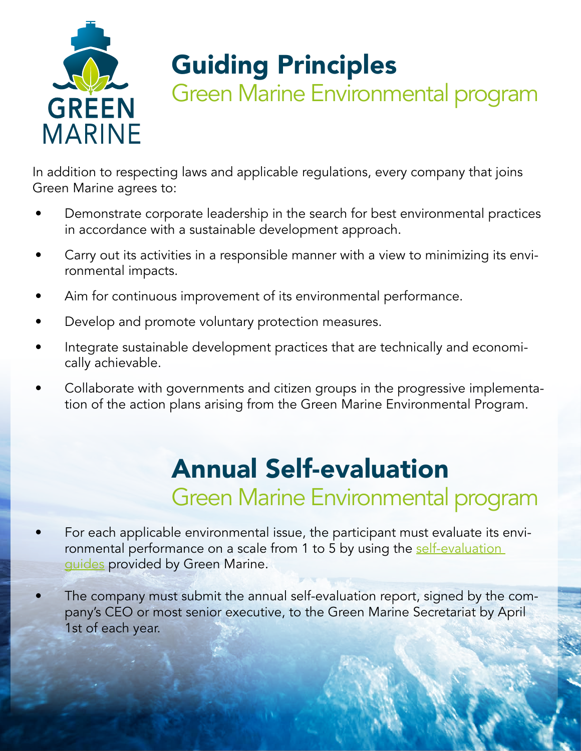# Guiding Principles

## Green Marine Environmental program

In addition to respecting laws and applicable regulations, every company that joins Green Marine agrees to:

- Demonstrate corporate leadership in the search for best environmental practices in accordance with a sustainable development approach.
- Carry out its activities in a responsible manner with a view to minimizing its environmental impacts.
- Aim for continuous improvement of its environmental performance.
- Develop and promote voluntary protection measures.
- Integrate sustainable development practices that are technically and economically achievable.
- Collaborate with governments and citizen groups in the progressive implementation of the action plans arising from the Green Marine Environmental Program.

# Annual Self-evaluation

## Green Marine Environmental program

- For each applicable environmental issue, the participant must evaluate its environmental performance on a scale from 1 to 5 by using the self-evaluation guides provided by Green Marine.
- The company must submit the annual self-evaluation report, signed by the company's CEO or most senior executive, to the Green Marine Secretariat by April 1st of each year.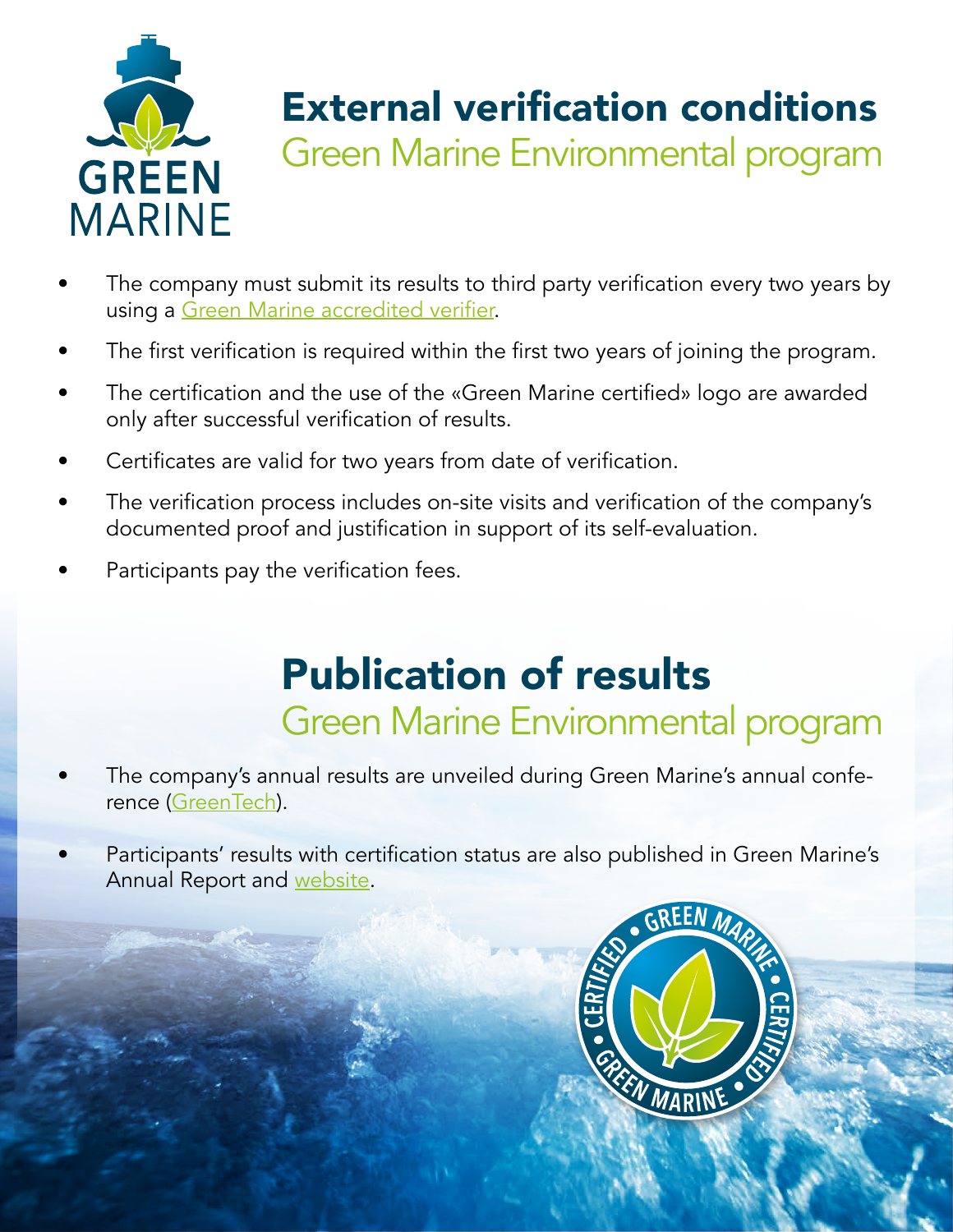# External verification conditions

## Green Marine Environmental program

- The company must submit its results to third party verification every two years by using a Green Marine accredited verifier.
- The first verification is required within the first two years of joining the program.
- The certification and the use of the «Green Marine certified» logo are awarded only after successful verification of results.
- Certificates are valid for two years from date of verification.
- The verification process includes on-site visits and verification of the company's documented proof and justification in support of its self-evaluation.
- Participants pay the verification fees.

# Publication of results

## Green Marine Environmental program

- The company's annual results are unveiled during Green Marine's annual conference (GreenTech).
- Participants' results with certification status are also published in Green Marine's Annual Report and website.